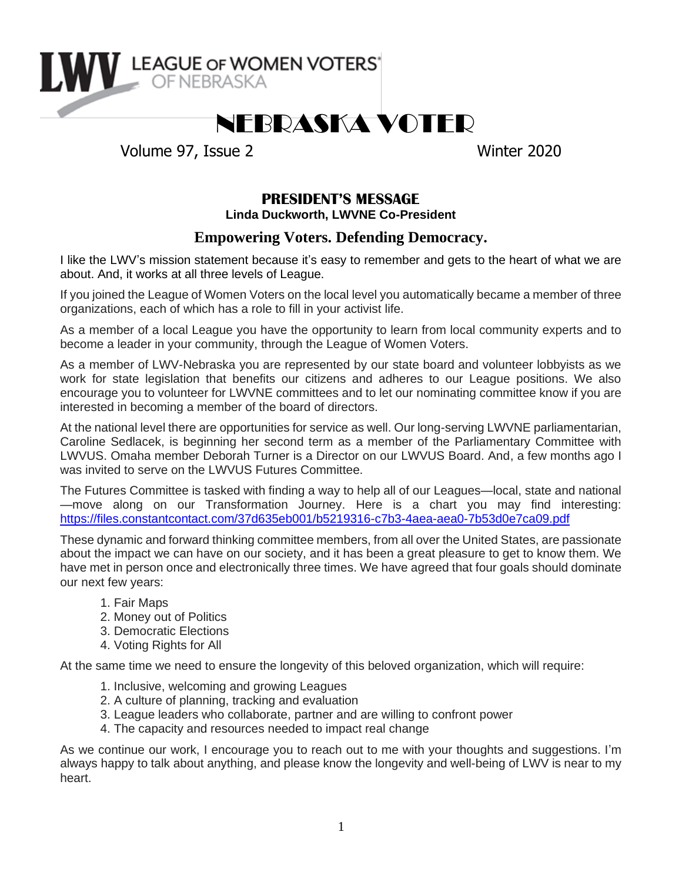LEAGUE OF WOMEN VOTERS® OF NEBRASKA

# NEBRASKA VOTER

Volume 97, Issue 2 Winter 2020

## PRESIDENT'S MESSAGE

**Linda Duckworth, LWVNE Co-President**

### Empowering Voters. Defending Democracy.

I like the LWV's mission statement because it's easy to remember and gets to the heart of what we are about. And, it works at all three levels of League.

If you joined the League of Women Voters on the local level you automatically became a member of three organizations, each of which has a role to fill in your activist life.

As a member of a local League you have the opportunity to learn from local community experts and to become a leader in your community, through the League of Women Voters.

As a member of LWV-Nebraska you are represented by our state board and volunteer lobbyists as we work for state legislation that benefits our citizens and adheres to our League positions. We also encourage you to volunteer for LWVNE committees and to let our nominating committee know if you are interested in becoming a member of the board of directors.

At the national level there are opportunities for service as well. Our long-serving LWVNE parliamentarian, Caroline Sedlacek, is beginning her second term as a member of the Parliamentary Committee with LWVUS. Omaha member Deborah Turner is a Director on our LWVUS Board. And, a few months ago I was invited to serve on the LWVUS Futures Committee.

The Futures Committee is tasked with finding a way to help all of our Leagues—local, state and national—move along on our Transformation Journey. Here is a chart you may find interesting: https://files.constantcontact.com/37d635eb001/b5219316-c7b3-4aea-aea0-7b53d0e7ca09.pdf

These dynamic and forward thinking committee members, from all over the United States, are passionate about the impact we can have on our society, and it has been a great pleasure to get to know them. We have met in person once and electronically three times. We have agreed that four goals should dominate our next few years:

1. Fair Maps
2. Money out of Politics
3. Democratic Elections
4. Voting Rights for All

At the same time we need to ensure the longevity of this beloved organization, which will require:

1. Inclusive, welcoming and growing Leagues
2. A culture of planning, tracking and evaluation
3. League leaders who collaborate, partner and are willing to confront power
4. The capacity and resources needed to impact real change

As we continue our work, I encourage you to reach out to me with your thoughts and suggestions. I'm always happy to talk about anything, and please know the longevity and well-being of LWV is near to my heart.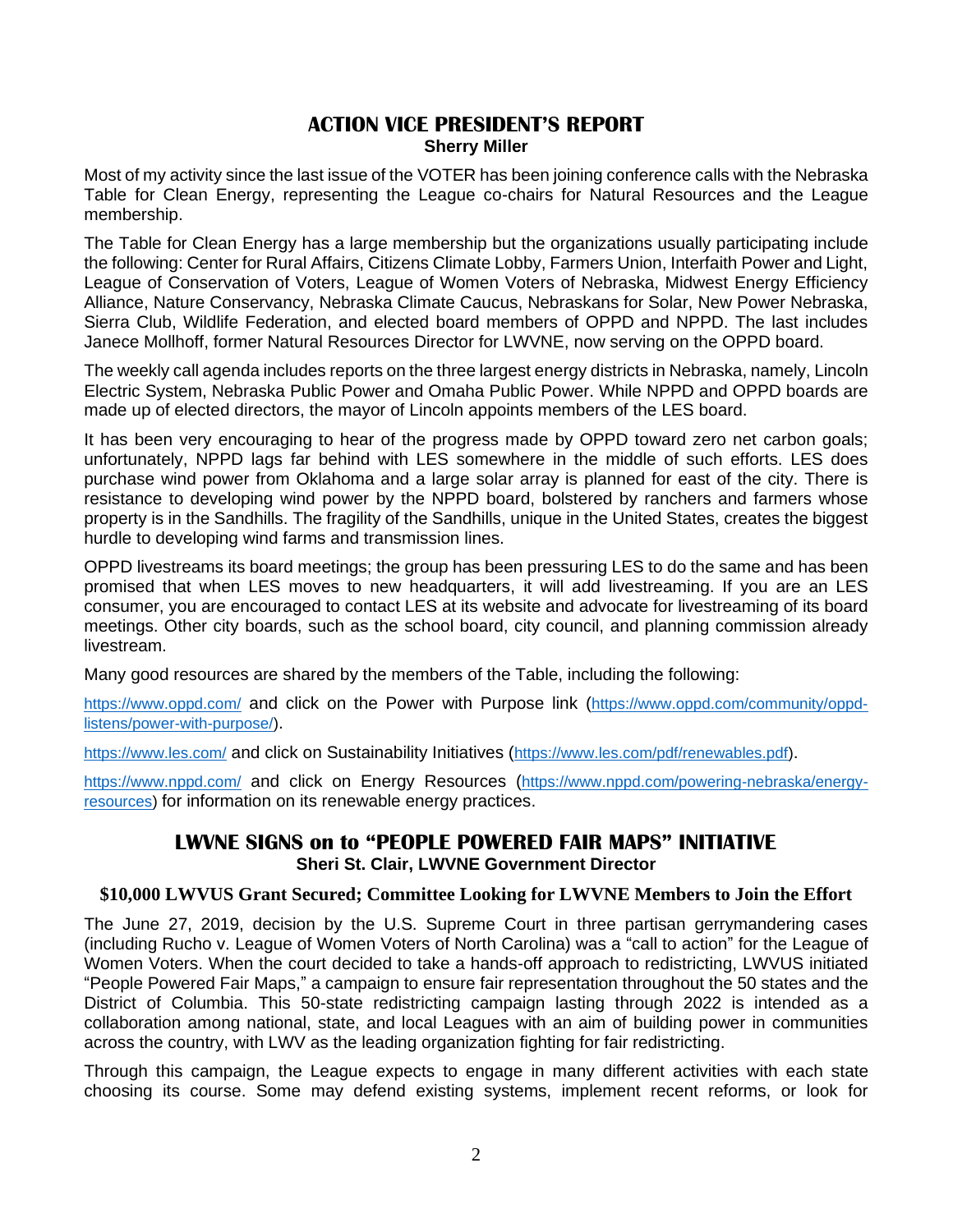## ACTION VICE PRESIDENT'S REPORT

**Sherry Miller**

Most of my activity since the last issue of the VOTER has been joining conference calls with the Nebraska Table for Clean Energy, representing the League co-chairs for Natural Resources and the League membership.

The Table for Clean Energy has a large membership but the organizations usually participating include the following: Center for Rural Affairs, Citizens Climate Lobby, Farmers Union, Interfaith Power and Light, League of Conservation of Voters, League of Women Voters of Nebraska, Midwest Energy Efficiency Alliance, Nature Conservancy, Nebraska Climate Caucus, Nebraskans for Solar, New Power Nebraska, Sierra Club, Wildlife Federation, and elected board members of OPPD and NPPD. The last includes Janece Mollhoff, former Natural Resources Director for LWVNE, now serving on the OPPD board.

The weekly call agenda includes reports on the three largest energy districts in Nebraska, namely, Lincoln Electric System, Nebraska Public Power and Omaha Public Power. While NPPD and OPPD boards are made up of elected directors, the mayor of Lincoln appoints members of the LES board.

It has been very encouraging to hear of the progress made by OPPD toward zero net carbon goals; unfortunately, NPPD lags far behind with LES somewhere in the middle of such efforts. LES does purchase wind power from Oklahoma and a large solar array is planned for east of the city. There is resistance to developing wind power by the NPPD board, bolstered by ranchers and farmers whose property is in the Sandhills. The fragility of the Sandhills, unique in the United States, creates the biggest hurdle to developing wind farms and transmission lines.

OPPD livestreams its board meetings; the group has been pressuring LES to do the same and has been promised that when LES moves to new headquarters, it will add livestreaming. If you are an LES consumer, you are encouraged to contact LES at its website and advocate for livestreaming of its board meetings. Other city boards, such as the school board, city council, and planning commission already livestream.

Many good resources are shared by the members of the Table, including the following:

https://www.oppd.com/ and click on the Power with Purpose link (https://www.oppd.com/community/oppd-listens/power-with-purpose/).

https://www.les.com/ and click on Sustainability Initiatives (https://www.les.com/pdf/renewables.pdf).

https://www.nppd.com/ and click on Energy Resources (https://www.nppd.com/powering-nebraska/energy-resources) for information on its renewable energy practices.

## LWVNE SIGNS on to "PEOPLE POWERED FAIR MAPS" INITIATIVE

**Sheri St. Clair, LWVNE Government Director**

### $10,000 LWVUS Grant Secured; Committee Looking for LWVNE Members to Join the Effort

The June 27, 2019, decision by the U.S. Supreme Court in three partisan gerrymandering cases (including Rucho v. League of Women Voters of North Carolina) was a "call to action" for the League of Women Voters. When the court decided to take a hands-off approach to redistricting, LWVUS initiated "People Powered Fair Maps," a campaign to ensure fair representation throughout the 50 states and the District of Columbia. This 50-state redistricting campaign lasting through 2022 is intended as a collaboration among national, state, and local Leagues with an aim of building power in communities across the country, with LWV as the leading organization fighting for fair redistricting.

Through this campaign, the League expects to engage in many different activities with each state choosing its course. Some may defend existing systems, implement recent reforms, or look for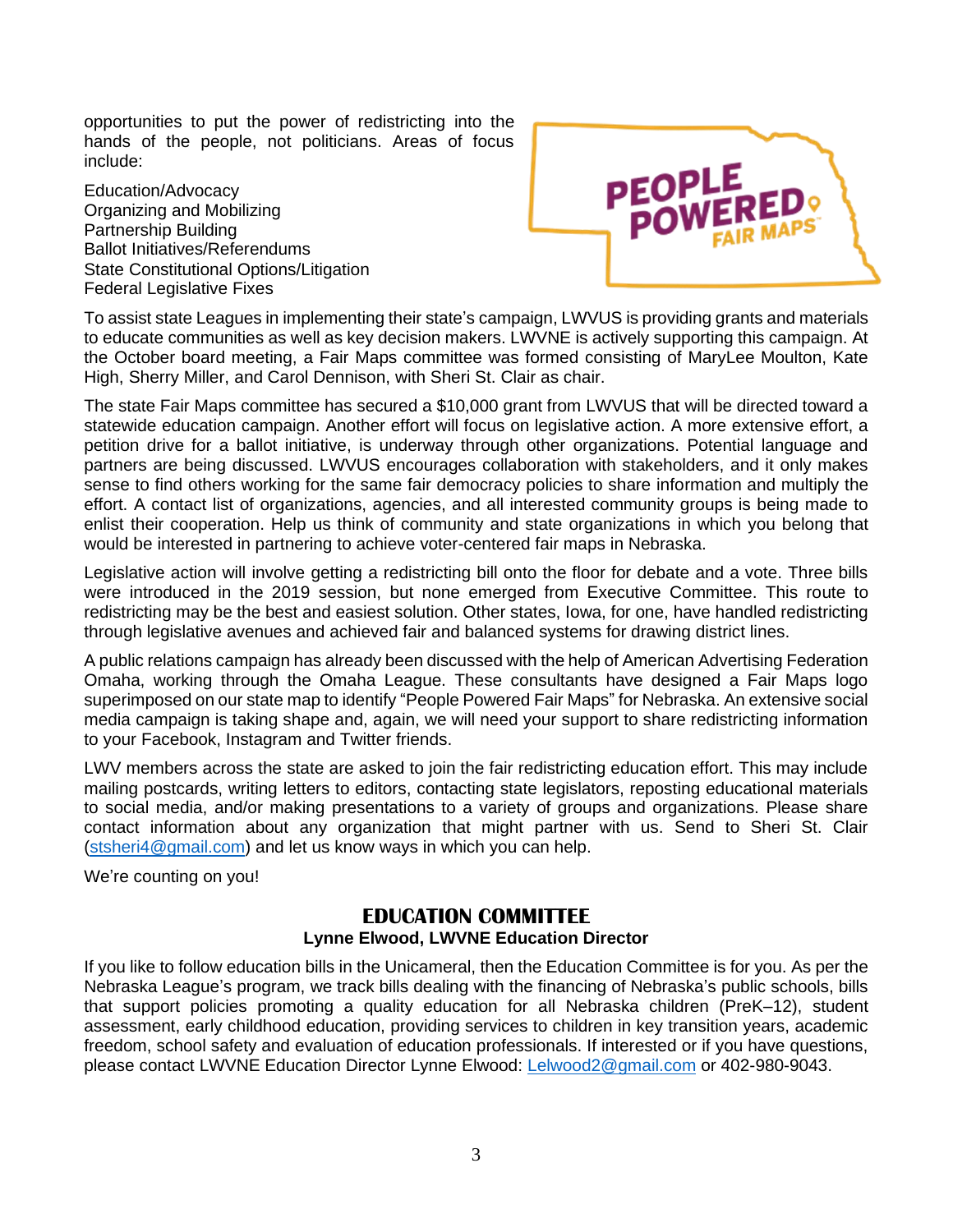opportunities to put the power of redistricting into the hands of the people, not politicians. Areas of focus include:

Education/Advocacy
Organizing and Mobilizing
Partnership Building
Ballot Initiatives/Referendums
State Constitutional Options/Litigation
Federal Legislative Fixes

To assist state Leagues in implementing their state's campaign, LWVUS is providing grants and materials to educate communities as well as key decision makers. LWVNE is actively supporting this campaign. At the October board meeting, a Fair Maps committee was formed consisting of MaryLee Moulton, Kate High, Sherry Miller, and Carol Dennison, with Sheri St. Clair as chair.

The state Fair Maps committee has secured a $10,000 grant from LWVUS that will be directed toward a statewide education campaign. Another effort will focus on legislative action. A more extensive effort, a petition drive for a ballot initiative, is underway through other organizations. Potential language and partners are being discussed. LWVUS encourages collaboration with stakeholders, and it only makes sense to find others working for the same fair democracy policies to share information and multiply the effort. A contact list of organizations, agencies, and all interested community groups is being made to enlist their cooperation. Help us think of community and state organizations in which you belong that would be interested in partnering to achieve voter-centered fair maps in Nebraska.

Legislative action will involve getting a redistricting bill onto the floor for debate and a vote. Three bills were introduced in the 2019 session, but none emerged from Executive Committee. This route to redistricting may be the best and easiest solution. Other states, Iowa, for one, have handled redistricting through legislative avenues and achieved fair and balanced systems for drawing district lines.

A public relations campaign has already been discussed with the help of American Advertising Federation Omaha, working through the Omaha League. These consultants have designed a Fair Maps logo superimposed on our state map to identify "People Powered Fair Maps" for Nebraska. An extensive social media campaign is taking shape and, again, we will need your support to share redistricting information to your Facebook, Instagram and Twitter friends.

LWV members across the state are asked to join the fair redistricting education effort. This may include mailing postcards, writing letters to editors, contacting state legislators, reposting educational materials to social media, and/or making presentations to a variety of groups and organizations. Please share contact information about any organization that might partner with us. Send to Sheri St. Clair (stsheri4@gmail.com) and let us know ways in which you can help.

We're counting on you!

## EDUCATION COMMITTEE

**Lynne Elwood, LWVNE Education Director**

If you like to follow education bills in the Unicameral, then the Education Committee is for you. As per the Nebraska League's program, we track bills dealing with the financing of Nebraska's public schools, bills that support policies promoting a quality education for all Nebraska children (PreK–12), student assessment, early childhood education, providing services to children in key transition years, academic freedom, school safety and evaluation of education professionals. If interested or if you have questions, please contact LWVNE Education Director Lynne Elwood: Lelwood2@gmail.com or 402-980-9043.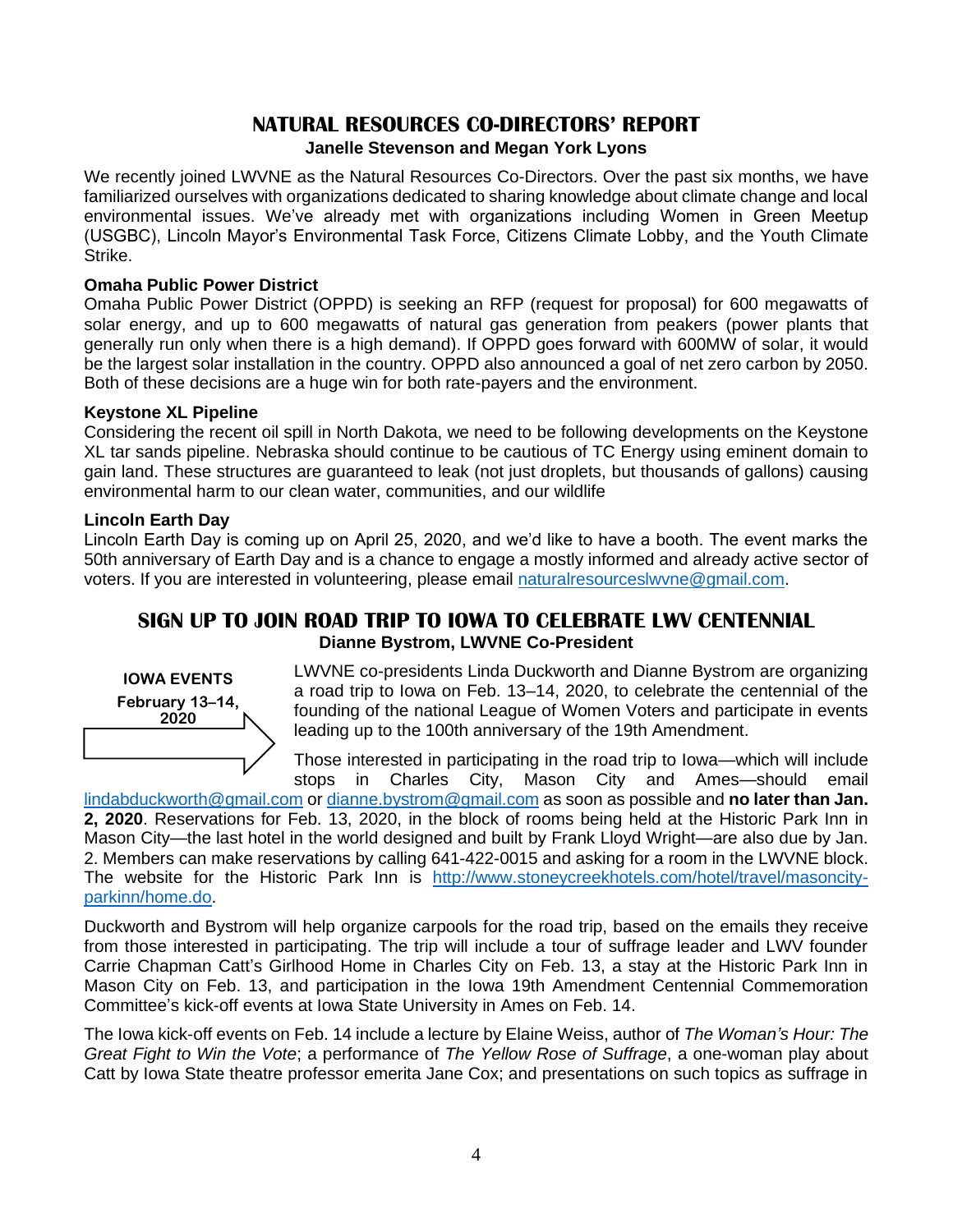## NATURAL RESOURCES CO-DIRECTORS' REPORT

**Janelle Stevenson and Megan York Lyons**

We recently joined LWVNE as the Natural Resources Co-Directors. Over the past six months, we have familiarized ourselves with organizations dedicated to sharing knowledge about climate change and local environmental issues. We've already met with organizations including Women in Green Meetup (USGBC), Lincoln Mayor's Environmental Task Force, Citizens Climate Lobby, and the Youth Climate Strike.

### Omaha Public Power District

Omaha Public Power District (OPPD) is seeking an RFP (request for proposal) for 600 megawatts of solar energy, and up to 600 megawatts of natural gas generation from peakers (power plants that generally run only when there is a high demand). If OPPD goes forward with 600MW of solar, it would be the largest solar installation in the country. OPPD also announced a goal of net zero carbon by 2050. Both of these decisions are a huge win for both rate-payers and the environment.

### Keystone XL Pipeline

Considering the recent oil spill in North Dakota, we need to be following developments on the Keystone XL tar sands pipeline. Nebraska should continue to be cautious of TC Energy using eminent domain to gain land. These structures are guaranteed to leak (not just droplets, but thousands of gallons) causing environmental harm to our clean water, communities, and our wildlife

### Lincoln Earth Day

Lincoln Earth Day is coming up on April 25, 2020, and we'd like to have a booth. The event marks the 50th anniversary of Earth Day and is a chance to engage a mostly informed and already active sector of voters. If you are interested in volunteering, please email naturalresourceslwvne@gmail.com.

## SIGN UP TO JOIN ROAD TRIP TO IOWA TO CELEBRATE LWV CENTENNIAL

**Dianne Bystrom, LWVNE Co-President**

**IOWA EVENTS**
**February 13–14, 2020**

LWVNE co-presidents Linda Duckworth and Dianne Bystrom are organizing a road trip to Iowa on Feb. 13–14, 2020, to celebrate the centennial of the founding of the national League of Women Voters and participate in events leading up to the 100th anniversary of the 19th Amendment.

Those interested in participating in the road trip to Iowa—which will include stops in Charles City, Mason City and Ames—should email lindabduckworth@gmail.com or dianne.bystrom@gmail.com as soon as possible and **no later than Jan. 2, 2020**. Reservations for Feb. 13, 2020, in the block of rooms being held at the Historic Park Inn in Mason City—the last hotel in the world designed and built by Frank Lloyd Wright—are also due by Jan. 2. Members can make reservations by calling 641-422-0015 and asking for a room in the LWVNE block. The website for the Historic Park Inn is http://www.stoneycreekhotels.com/hotel/travel/masoncity-parkinn/home.do.

Duckworth and Bystrom will help organize carpools for the road trip, based on the emails they receive from those interested in participating. The trip will include a tour of suffrage leader and LWV founder Carrie Chapman Catt's Girlhood Home in Charles City on Feb. 13, a stay at the Historic Park Inn in Mason City on Feb. 13, and participation in the Iowa 19th Amendment Centennial Commemoration Committee's kick-off events at Iowa State University in Ames on Feb. 14.

The Iowa kick-off events on Feb. 14 include a lecture by Elaine Weiss, author of *The Woman's Hour: The Great Fight to Win the Vote*; a performance of *The Yellow Rose of Suffrage*, a one-woman play about Catt by Iowa State theatre professor emerita Jane Cox; and presentations on such topics as suffrage in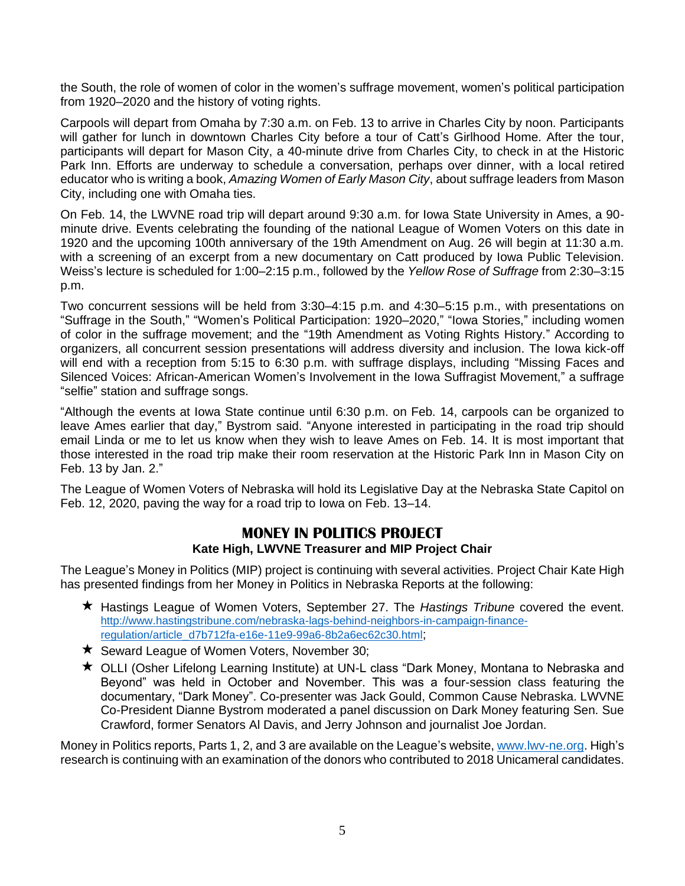the South, the role of women of color in the women's suffrage movement, women's political participation from 1920–2020 and the history of voting rights.

Carpools will depart from Omaha by 7:30 a.m. on Feb. 13 to arrive in Charles City by noon. Participants will gather for lunch in downtown Charles City before a tour of Catt's Girlhood Home. After the tour, participants will depart for Mason City, a 40-minute drive from Charles City, to check in at the Historic Park Inn. Efforts are underway to schedule a conversation, perhaps over dinner, with a local retired educator who is writing a book, *Amazing Women of Early Mason City*, about suffrage leaders from Mason City, including one with Omaha ties.

On Feb. 14, the LWVNE road trip will depart around 9:30 a.m. for Iowa State University in Ames, a 90-minute drive. Events celebrating the founding of the national League of Women Voters on this date in 1920 and the upcoming 100th anniversary of the 19th Amendment on Aug. 26 will begin at 11:30 a.m. with a screening of an excerpt from a new documentary on Catt produced by Iowa Public Television. Weiss's lecture is scheduled for 1:00–2:15 p.m., followed by the *Yellow Rose of Suffrage* from 2:30–3:15 p.m.

Two concurrent sessions will be held from 3:30–4:15 p.m. and 4:30–5:15 p.m., with presentations on "Suffrage in the South," "Women's Political Participation: 1920–2020," "Iowa Stories," including women of color in the suffrage movement; and the "19th Amendment as Voting Rights History." According to organizers, all concurrent session presentations will address diversity and inclusion. The Iowa kick-off will end with a reception from 5:15 to 6:30 p.m. with suffrage displays, including "Missing Faces and Silenced Voices: African-American Women's Involvement in the Iowa Suffragist Movement," a suffrage "selfie" station and suffrage songs.

"Although the events at Iowa State continue until 6:30 p.m. on Feb. 14, carpools can be organized to leave Ames earlier that day," Bystrom said. "Anyone interested in participating in the road trip should email Linda or me to let us know when they wish to leave Ames on Feb. 14. It is most important that those interested in the road trip make their room reservation at the Historic Park Inn in Mason City on Feb. 13 by Jan. 2."

The League of Women Voters of Nebraska will hold its Legislative Day at the Nebraska State Capitol on Feb. 12, 2020, paving the way for a road trip to Iowa on Feb. 13–14.

## MONEY IN POLITICS PROJECT

**Kate High, LWVNE Treasurer and MIP Project Chair**

The League's Money in Politics (MIP) project is continuing with several activities. Project Chair Kate High has presented findings from her Money in Politics in Nebraska Reports at the following:

- ★ Hastings League of Women Voters, September 27. The *Hastings Tribune* covered the event. http://www.hastingstribune.com/nebraska-lags-behind-neighbors-in-campaign-finance-regulation/article_d7b712fa-e16e-11e9-99a6-8b2a6ec62c30.html;
- ★ Seward League of Women Voters, November 30;
- ★ OLLI (Osher Lifelong Learning Institute) at UN-L class "Dark Money, Montana to Nebraska and Beyond" was held in October and November. This was a four-session class featuring the documentary, "Dark Money". Co-presenter was Jack Gould, Common Cause Nebraska. LWVNE Co-President Dianne Bystrom moderated a panel discussion on Dark Money featuring Sen. Sue Crawford, former Senators Al Davis, and Jerry Johnson and journalist Joe Jordan.

Money in Politics reports, Parts 1, 2, and 3 are available on the League's website, www.lwv-ne.org. High's research is continuing with an examination of the donors who contributed to 2018 Unicameral candidates.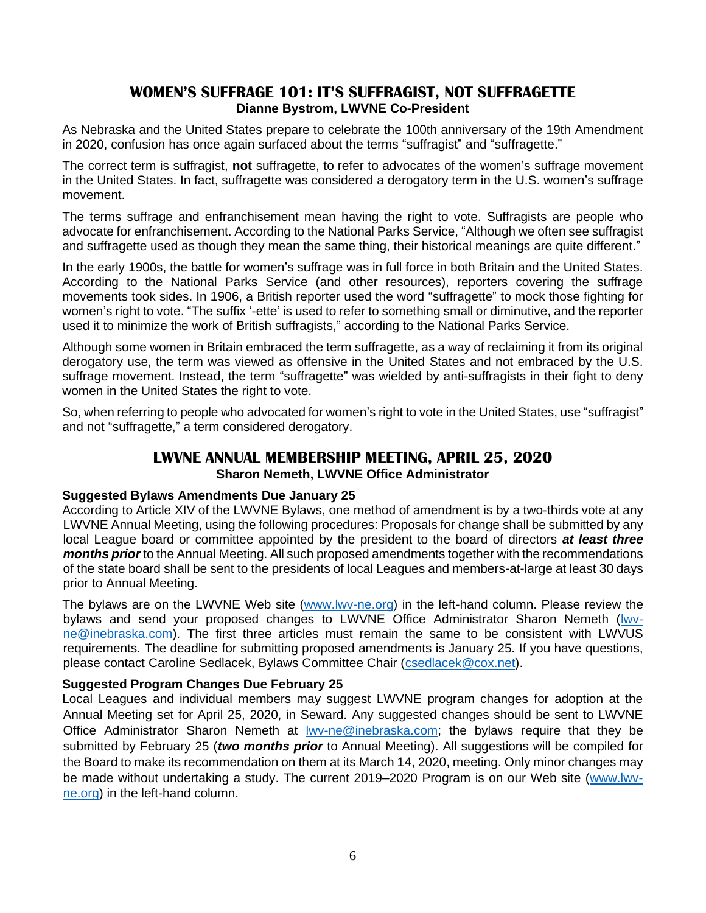## WOMEN'S SUFFRAGE 101: IT'S SUFFRAGIST, NOT SUFFRAGETTE

**Dianne Bystrom, LWVNE Co-President**

As Nebraska and the United States prepare to celebrate the 100th anniversary of the 19th Amendment in 2020, confusion has once again surfaced about the terms "suffragist" and "suffragette."

The correct term is suffragist, **not** suffragette, to refer to advocates of the women's suffrage movement in the United States. In fact, suffragette was considered a derogatory term in the U.S. women's suffrage movement.

The terms suffrage and enfranchisement mean having the right to vote. Suffragists are people who advocate for enfranchisement. According to the National Parks Service, "Although we often see suffragist and suffragette used as though they mean the same thing, their historical meanings are quite different."

In the early 1900s, the battle for women's suffrage was in full force in both Britain and the United States. According to the National Parks Service (and other resources), reporters covering the suffrage movements took sides. In 1906, a British reporter used the word "suffragette" to mock those fighting for women's right to vote. "The suffix '-ette' is used to refer to something small or diminutive, and the reporter used it to minimize the work of British suffragists," according to the National Parks Service.

Although some women in Britain embraced the term suffragette, as a way of reclaiming it from its original derogatory use, the term was viewed as offensive in the United States and not embraced by the U.S. suffrage movement. Instead, the term "suffragette" was wielded by anti-suffragists in their fight to deny women in the United States the right to vote.

So, when referring to people who advocated for women's right to vote in the United States, use "suffragist" and not "suffragette," a term considered derogatory.

## LWVNE ANNUAL MEMBERSHIP MEETING, APRIL 25, 2020

**Sharon Nemeth, LWVNE Office Administrator**

**Suggested Bylaws Amendments Due January 25**

According to Article XIV of the LWVNE Bylaws, one method of amendment is by a two-thirds vote at any LWVNE Annual Meeting, using the following procedures: Proposals for change shall be submitted by any local League board or committee appointed by the president to the board of directors ***at least three months prior*** to the Annual Meeting. All such proposed amendments together with the recommendations of the state board shall be sent to the presidents of local Leagues and members-at-large at least 30 days prior to Annual Meeting.

The bylaws are on the LWVNE Web site (www.lwv-ne.org) in the left-hand column. Please review the bylaws and send your proposed changes to LWVNE Office Administrator Sharon Nemeth (lwv-ne@inebraska.com). The first three articles must remain the same to be consistent with LWVUS requirements. The deadline for submitting proposed amendments is January 25. If you have questions, please contact Caroline Sedlacek, Bylaws Committee Chair (csedlacek@cox.net).

**Suggested Program Changes Due February 25**

Local Leagues and individual members may suggest LWVNE program changes for adoption at the Annual Meeting set for April 25, 2020, in Seward. Any suggested changes should be sent to LWVNE Office Administrator Sharon Nemeth at lwv-ne@inebraska.com; the bylaws require that they be submitted by February 25 (***two months prior*** to Annual Meeting). All suggestions will be compiled for the Board to make its recommendation on them at its March 14, 2020, meeting. Only minor changes may be made without undertaking a study. The current 2019–2020 Program is on our Web site (www.lwv-ne.org) in the left-hand column.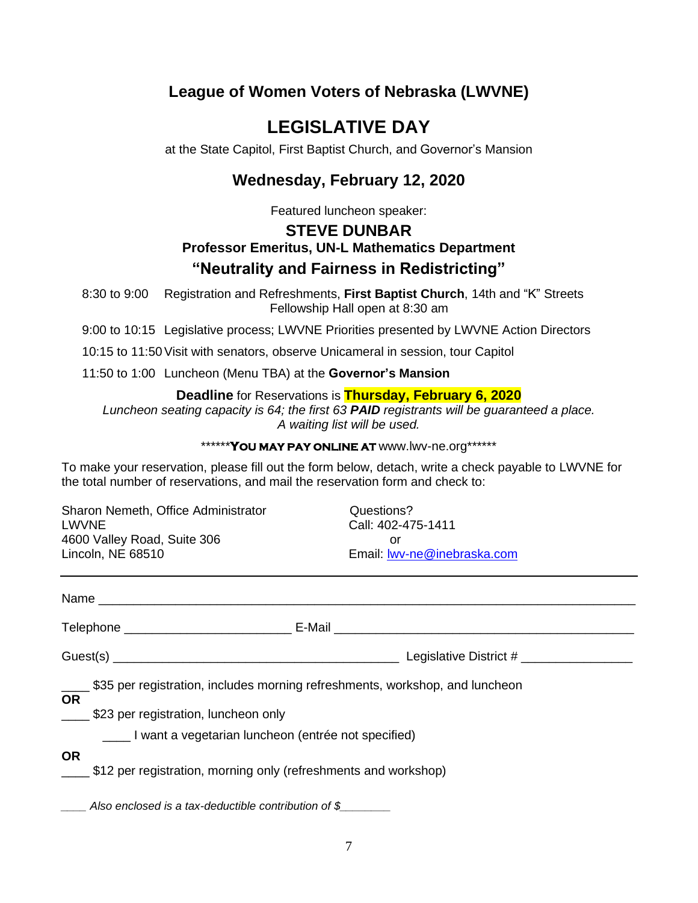## League of Women Voters of Nebraska (LWVNE)

# LEGISLATIVE DAY

at the State Capitol, First Baptist Church, and Governor's Mansion

## Wednesday, February 12, 2020

Featured luncheon speaker:

### STEVE DUNBAR

**Professor Emeritus, UN-L Mathematics Department**

### "Neutrality and Fairness in Redistricting"

8:30 to 9:00 Registration and Refreshments, **First Baptist Church**, 14th and "K" Streets
Fellowship Hall open at 8:30 am

9:00 to 10:15 Legislative process; LWVNE Priorities presented by LWVNE Action Directors

10:15 to 11:50 Visit with senators, observe Unicameral in session, tour Capitol

11:50 to 1:00 Luncheon (Menu TBA) at the **Governor's Mansion**

**Deadline** for Reservations is **Thursday, February 6, 2020**

*Luncheon seating capacity is 64; the first 63 **PAID** registrants will be guaranteed a place.*
*A waiting list will be used.*

******YOU MAY PAY ONLINE AT www.lwv-ne.org******

To make your reservation, please fill out the form below, detach, write a check payable to LWVNE for the total number of reservations, and mail the reservation form and check to:

Sharon Nemeth, Office Administrator
LWVNE
4600 Valley Road, Suite 306
Lincoln, NE 68510

Questions?
Call: 402-475-1411
or
Email: lwv-ne@inebraska.com

---

Name ____________________________________________________________________________

Telephone ________________________ E-Mail ____________________________________________

Guest(s) __________________________________________ Legislative District # ________________

____ $35 per registration, includes morning refreshments, workshop, and luncheon

**OR**

____ $23 per registration, luncheon only

____ I want a vegetarian luncheon (entrée not specified)

**OR**

____ $12 per registration, morning only (refreshments and workshop)

*____ Also enclosed is a tax-deductible contribution of $_______*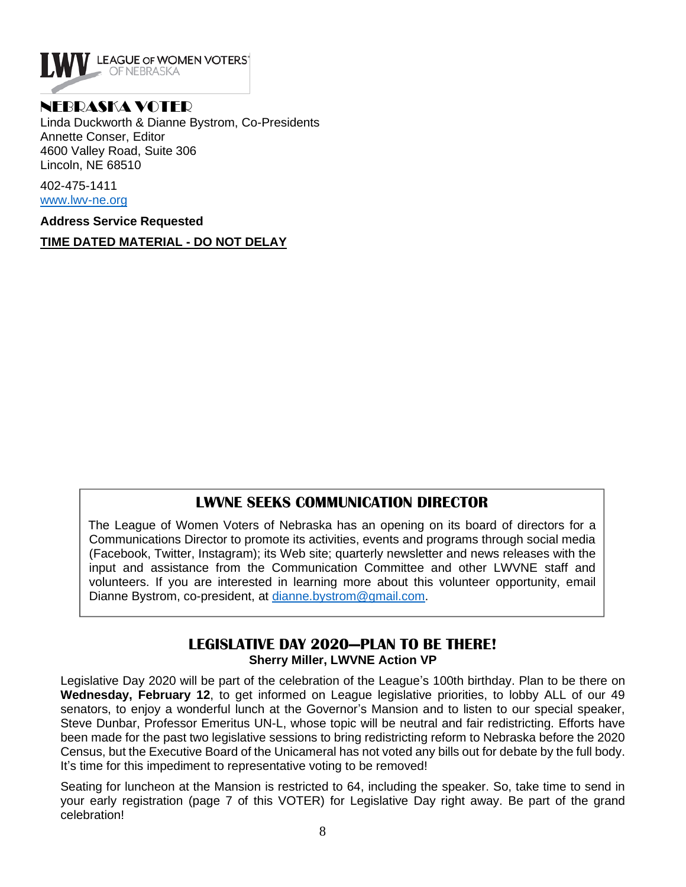LEAGUE OF WOMEN VOTERS OF NEBRASKA

## NEBRASKA VOTER

Linda Duckworth & Dianne Bystrom, Co-Presidents
Annette Conser, Editor
4600 Valley Road, Suite 306
Lincoln, NE 68510

402-475-1411
www.lwv-ne.org

**Address Service Requested**

**TIME DATED MATERIAL - DO NOT DELAY**

## LWVNE SEEKS COMMUNICATION DIRECTOR

The League of Women Voters of Nebraska has an opening on its board of directors for a Communications Director to promote its activities, events and programs through social media (Facebook, Twitter, Instagram); its Web site; quarterly newsletter and news releases with the input and assistance from the Communication Committee and other LWVNE staff and volunteers. If you are interested in learning more about this volunteer opportunity, email Dianne Bystrom, co-president, at dianne.bystrom@gmail.com.

## LEGISLATIVE DAY 2020—PLAN TO BE THERE!

**Sherry Miller, LWVNE Action VP**

Legislative Day 2020 will be part of the celebration of the League's 100th birthday. Plan to be there on **Wednesday, February 12**, to get informed on League legislative priorities, to lobby ALL of our 49 senators, to enjoy a wonderful lunch at the Governor's Mansion and to listen to our special speaker, Steve Dunbar, Professor Emeritus UN-L, whose topic will be neutral and fair redistricting. Efforts have been made for the past two legislative sessions to bring redistricting reform to Nebraska before the 2020 Census, but the Executive Board of the Unicameral has not voted any bills out for debate by the full body. It's time for this impediment to representative voting to be removed!

Seating for luncheon at the Mansion is restricted to 64, including the speaker. So, take time to send in your early registration (page 7 of this VOTER) for Legislative Day right away. Be part of the grand celebration!